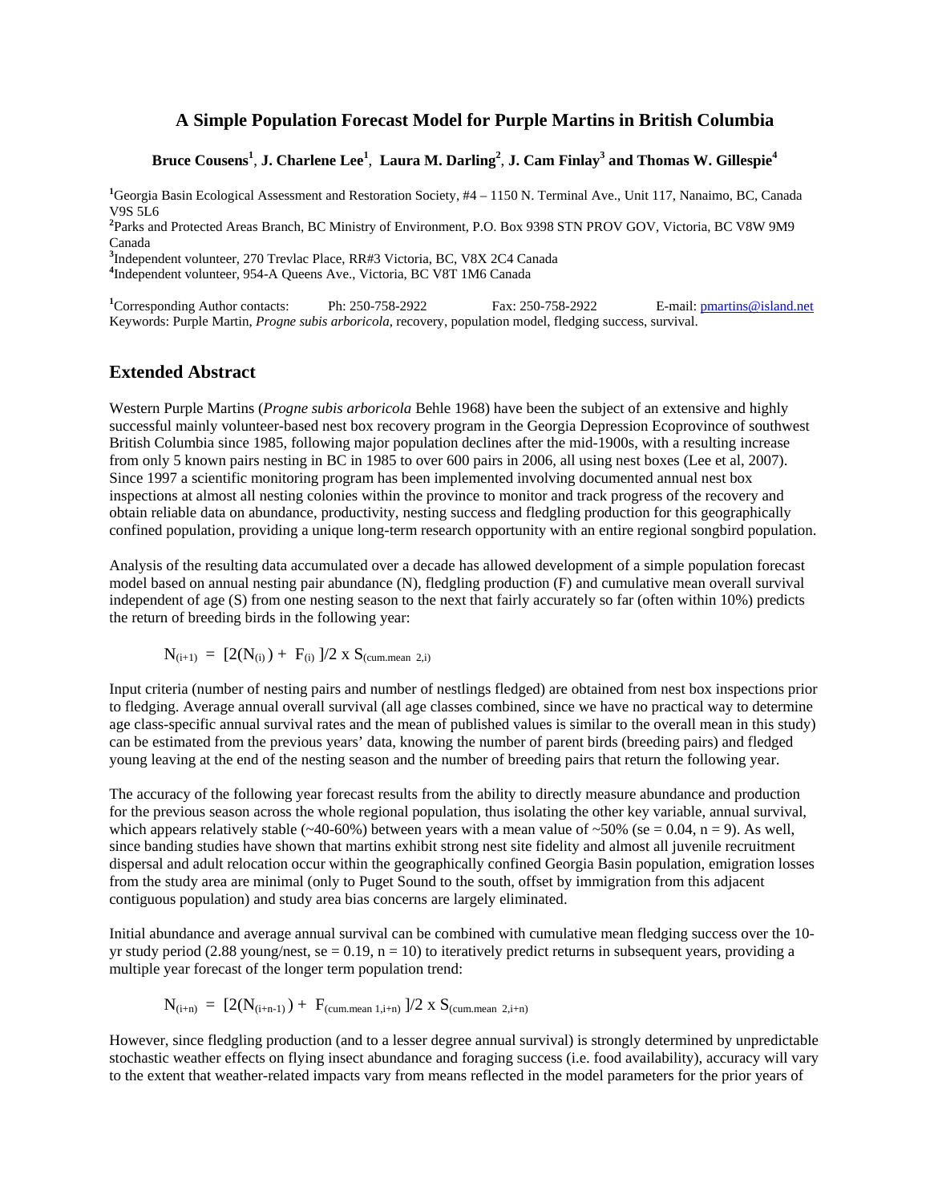# A Simple Population Forecast Model for Purple Martins in British Columbia

**Bruce Cousens[1], J. Charlene Lee[1], Laura M. Darling[2], J. Cam Finlay[3] and Thomas W. Gillespie[4]**

[1]Georgia Basin Ecological Assessment and Restoration Society, #4 – 1150 N. Terminal Ave., Unit 117, Nanaimo, BC, Canada V9S 5L6
[2]Parks and Protected Areas Branch, BC Ministry of Environment, P.O. Box 9398 STN PROV GOV, Victoria, BC V8W 9M9 Canada
[3]Independent volunteer, 270 Trevlac Place, RR#3 Victoria, BC, V8X 2C4 Canada
[4]Independent volunteer, 954-A Queens Ave., Victoria, BC V8T 1M6 Canada

[1]Corresponding Author contacts: Ph: 250-758-2922 Fax: 250-758-2922 E-mail: pmartins@island.net
Keywords: Purple Martin, *Progne subis arboricola*, recovery, population model, fledging success, survival.

## Extended Abstract

Western Purple Martins (*Progne subis arboricola* Behle 1968) have been the subject of an extensive and highly successful mainly volunteer-based nest box recovery program in the Georgia Depression Ecoprovince of southwest British Columbia since 1985, following major population declines after the mid-1900s, with a resulting increase from only 5 known pairs nesting in BC in 1985 to over 600 pairs in 2006, all using nest boxes (Lee et al, 2007). Since 1997 a scientific monitoring program has been implemented involving documented annual nest box inspections at almost all nesting colonies within the province to monitor and track progress of the recovery and obtain reliable data on abundance, productivity, nesting success and fledgling production for this geographically confined population, providing a unique long-term research opportunity with an entire regional songbird population.

Analysis of the resulting data accumulated over a decade has allowed development of a simple population forecast model based on annual nesting pair abundance (N), fledgling production (F) and cumulative mean overall survival independent of age (S) from one nesting season to the next that fairly accurately so far (often within 10%) predicts the return of breeding birds in the following year:

$$N_{(i+1)} = [2(N_{(i)}) + F_{(i)}]/2 \times S_{(\text{cum.mean } 2,i)}$$

Input criteria (number of nesting pairs and number of nestlings fledged) are obtained from nest box inspections prior to fledging. Average annual overall survival (all age classes combined, since we have no practical way to determine age class-specific annual survival rates and the mean of published values is similar to the overall mean in this study) can be estimated from the previous years' data, knowing the number of parent birds (breeding pairs) and fledged young leaving at the end of the nesting season and the number of breeding pairs that return the following year.

The accuracy of the following year forecast results from the ability to directly measure abundance and production for the previous season across the whole regional population, thus isolating the other key variable, annual survival, which appears relatively stable (~40-60%) between years with a mean value of ~50% (se = 0.04, n = 9). As well, since banding studies have shown that martins exhibit strong nest site fidelity and almost all juvenile recruitment dispersal and adult relocation occur within the geographically confined Georgia Basin population, emigration losses from the study area are minimal (only to Puget Sound to the south, offset by immigration from this adjacent contiguous population) and study area bias concerns are largely eliminated.

Initial abundance and average annual survival can be combined with cumulative mean fledging success over the 10-yr study period (2.88 young/nest, se = 0.19, n = 10) to iteratively predict returns in subsequent years, providing a multiple year forecast of the longer term population trend:

$$N_{(i+n)} = [2(N_{(i+n-1)}) + F_{(\text{cum.mean } 1,i+n)}]/2 \times S_{(\text{cum.mean } 2,i+n)}$$

However, since fledgling production (and to a lesser degree annual survival) is strongly determined by unpredictable stochastic weather effects on flying insect abundance and foraging success (i.e. food availability), accuracy will vary to the extent that weather-related impacts vary from means reflected in the model parameters for the prior years of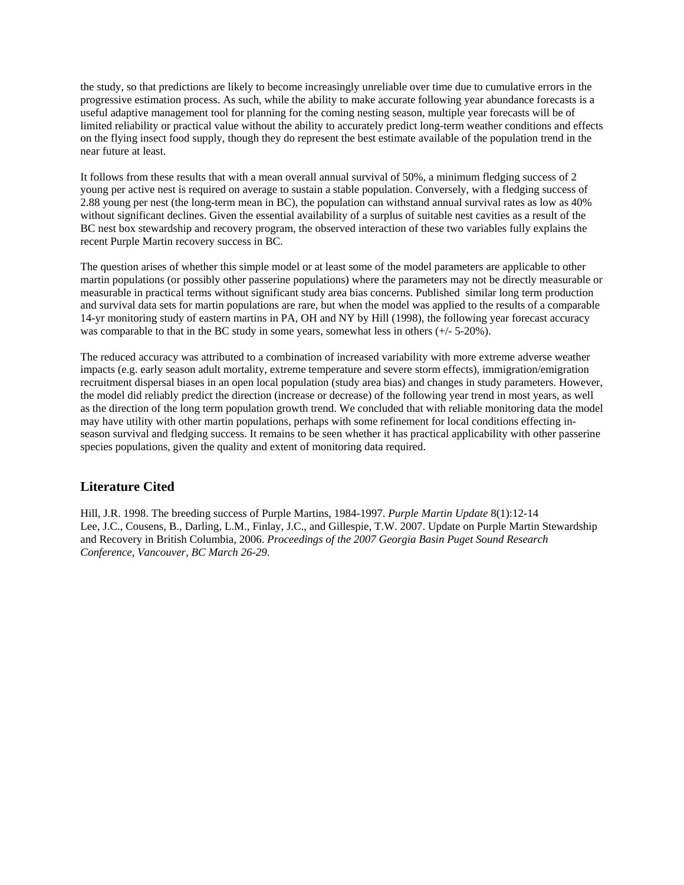the study, so that predictions are likely to become increasingly unreliable over time due to cumulative errors in the progressive estimation process. As such, while the ability to make accurate following year abundance forecasts is a useful adaptive management tool for planning for the coming nesting season, multiple year forecasts will be of limited reliability or practical value without the ability to accurately predict long-term weather conditions and effects on the flying insect food supply, though they do represent the best estimate available of the population trend in the near future at least.

It follows from these results that with a mean overall annual survival of 50%, a minimum fledging success of 2 young per active nest is required on average to sustain a stable population. Conversely, with a fledging success of 2.88 young per nest (the long-term mean in BC), the population can withstand annual survival rates as low as 40% without significant declines. Given the essential availability of a surplus of suitable nest cavities as a result of the BC nest box stewardship and recovery program, the observed interaction of these two variables fully explains the recent Purple Martin recovery success in BC.

The question arises of whether this simple model or at least some of the model parameters are applicable to other martin populations (or possibly other passerine populations) where the parameters may not be directly measurable or measurable in practical terms without significant study area bias concerns. Published similar long term production and survival data sets for martin populations are rare, but when the model was applied to the results of a comparable 14-yr monitoring study of eastern martins in PA, OH and NY by Hill (1998), the following year forecast accuracy was comparable to that in the BC study in some years, somewhat less in others (+/- 5-20%).

The reduced accuracy was attributed to a combination of increased variability with more extreme adverse weather impacts (e.g. early season adult mortality, extreme temperature and severe storm effects), immigration/emigration recruitment dispersal biases in an open local population (study area bias) and changes in study parameters. However, the model did reliably predict the direction (increase or decrease) of the following year trend in most years, as well as the direction of the long term population growth trend. We concluded that with reliable monitoring data the model may have utility with other martin populations, perhaps with some refinement for local conditions effecting in-season survival and fledging success. It remains to be seen whether it has practical applicability with other passerine species populations, given the quality and extent of monitoring data required.

## Literature Cited

Hill, J.R. 1998. The breeding success of Purple Martins, 1984-1997. *Purple Martin Update* 8(1):12-14

Lee, J.C., Cousens, B., Darling, L.M., Finlay, J.C., and Gillespie, T.W. 2007. Update on Purple Martin Stewardship and Recovery in British Columbia, 2006. *Proceedings of the 2007 Georgia Basin Puget Sound Research Conference, Vancouver, BC March 26-29*.